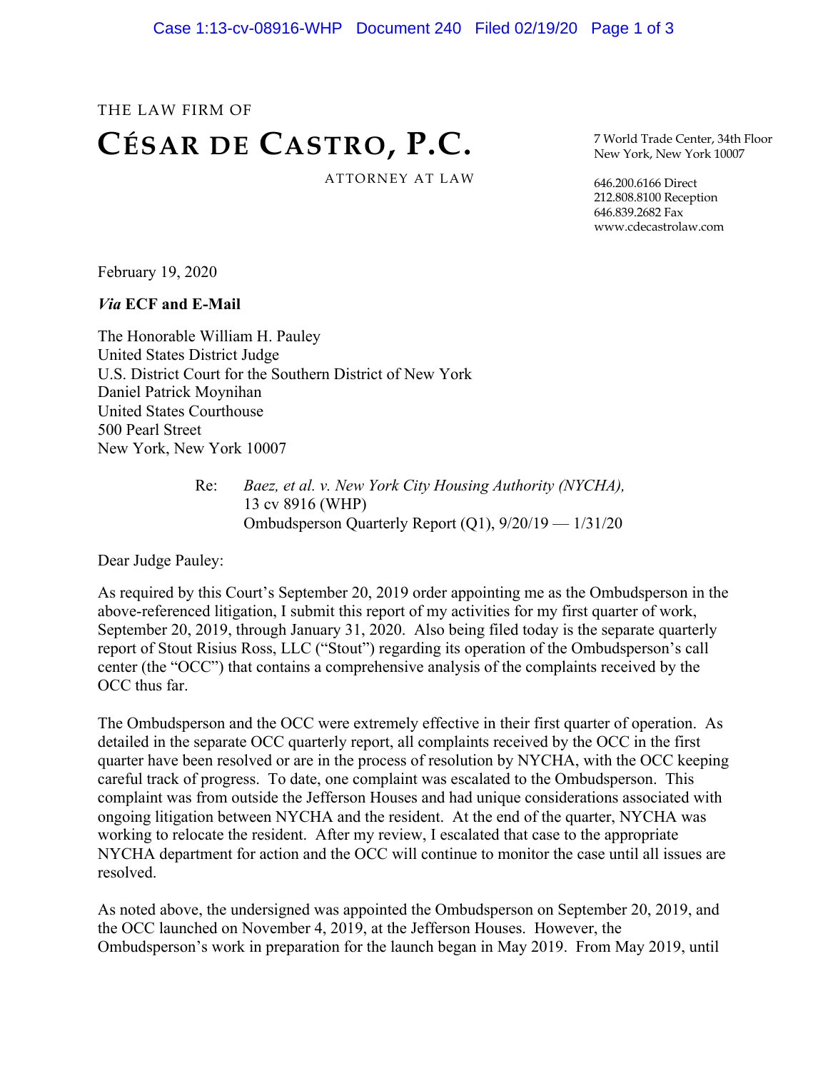THE LAW FIRM OF

# CÉSAR DE CASTRO, P.C.

ATTORNEY AT LAW

7 World Trade Center, 34th Floor
New York, New York 10007

646.200.6166 Direct
212.808.8100 Reception
646.839.2682 Fax
www.cdecastrolaw.com

February 19, 2020

***Via* ECF and E-Mail**

The Honorable William H. Pauley
United States District Judge
U.S. District Court for the Southern District of New York
Daniel Patrick Moynihan
United States Courthouse
500 Pearl Street
New York, New York 10007

Re: *Baez, et al. v. New York City Housing Authority (NYCHA),*
13 cv 8916 (WHP)
Ombudsperson Quarterly Report (Q1), 9/20/19 — 1/31/20

Dear Judge Pauley:

As required by this Court's September 20, 2019 order appointing me as the Ombudsperson in the above-referenced litigation, I submit this report of my activities for my first quarter of work, September 20, 2019, through January 31, 2020. Also being filed today is the separate quarterly report of Stout Risius Ross, LLC ("Stout") regarding its operation of the Ombudsperson's call center (the "OCC") that contains a comprehensive analysis of the complaints received by the OCC thus far.

The Ombudsperson and the OCC were extremely effective in their first quarter of operation. As detailed in the separate OCC quarterly report, all complaints received by the OCC in the first quarter have been resolved or are in the process of resolution by NYCHA, with the OCC keeping careful track of progress. To date, one complaint was escalated to the Ombudsperson. This complaint was from outside the Jefferson Houses and had unique considerations associated with ongoing litigation between NYCHA and the resident. At the end of the quarter, NYCHA was working to relocate the resident. After my review, I escalated that case to the appropriate NYCHA department for action and the OCC will continue to monitor the case until all issues are resolved.

As noted above, the undersigned was appointed the Ombudsperson on September 20, 2019, and the OCC launched on November 4, 2019, at the Jefferson Houses. However, the Ombudsperson's work in preparation for the launch began in May 2019. From May 2019, until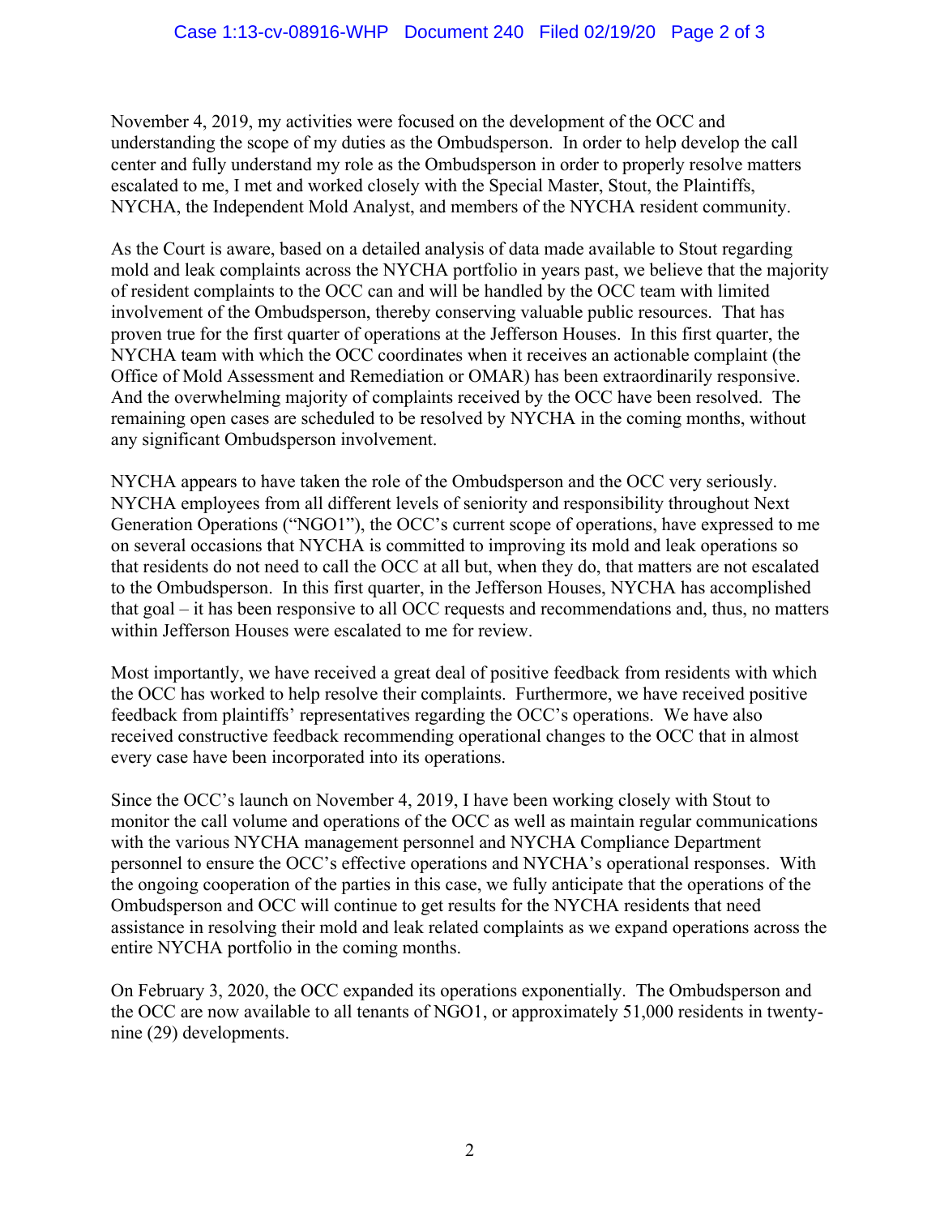November 4, 2019, my activities were focused on the development of the OCC and understanding the scope of my duties as the Ombudsperson. In order to help develop the call center and fully understand my role as the Ombudsperson in order to properly resolve matters escalated to me, I met and worked closely with the Special Master, Stout, the Plaintiffs, NYCHA, the Independent Mold Analyst, and members of the NYCHA resident community.

As the Court is aware, based on a detailed analysis of data made available to Stout regarding mold and leak complaints across the NYCHA portfolio in years past, we believe that the majority of resident complaints to the OCC can and will be handled by the OCC team with limited involvement of the Ombudsperson, thereby conserving valuable public resources. That has proven true for the first quarter of operations at the Jefferson Houses. In this first quarter, the NYCHA team with which the OCC coordinates when it receives an actionable complaint (the Office of Mold Assessment and Remediation or OMAR) has been extraordinarily responsive. And the overwhelming majority of complaints received by the OCC have been resolved. The remaining open cases are scheduled to be resolved by NYCHA in the coming months, without any significant Ombudsperson involvement.

NYCHA appears to have taken the role of the Ombudsperson and the OCC very seriously. NYCHA employees from all different levels of seniority and responsibility throughout Next Generation Operations ("NGO1"), the OCC's current scope of operations, have expressed to me on several occasions that NYCHA is committed to improving its mold and leak operations so that residents do not need to call the OCC at all but, when they do, that matters are not escalated to the Ombudsperson. In this first quarter, in the Jefferson Houses, NYCHA has accomplished that goal – it has been responsive to all OCC requests and recommendations and, thus, no matters within Jefferson Houses were escalated to me for review.

Most importantly, we have received a great deal of positive feedback from residents with which the OCC has worked to help resolve their complaints. Furthermore, we have received positive feedback from plaintiffs' representatives regarding the OCC's operations. We have also received constructive feedback recommending operational changes to the OCC that in almost every case have been incorporated into its operations.

Since the OCC's launch on November 4, 2019, I have been working closely with Stout to monitor the call volume and operations of the OCC as well as maintain regular communications with the various NYCHA management personnel and NYCHA Compliance Department personnel to ensure the OCC's effective operations and NYCHA's operational responses. With the ongoing cooperation of the parties in this case, we fully anticipate that the operations of the Ombudsperson and OCC will continue to get results for the NYCHA residents that need assistance in resolving their mold and leak related complaints as we expand operations across the entire NYCHA portfolio in the coming months.

On February 3, 2020, the OCC expanded its operations exponentially. The Ombudsperson and the OCC are now available to all tenants of NGO1, or approximately 51,000 residents in twenty-nine (29) developments.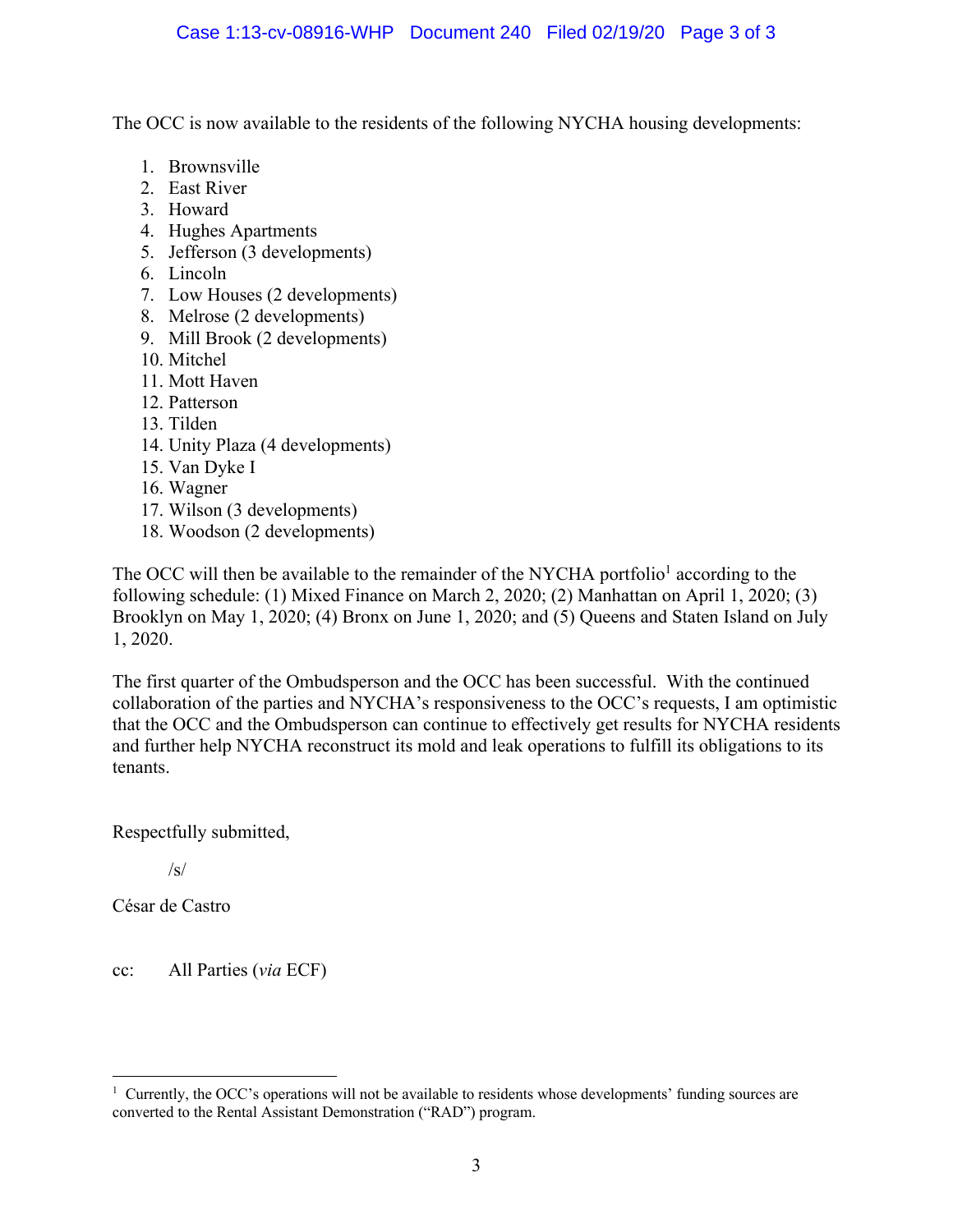The OCC is now available to the residents of the following NYCHA housing developments:

1. Brownsville
2. East River
3. Howard
4. Hughes Apartments
5. Jefferson (3 developments)
6. Lincoln
7. Low Houses (2 developments)
8. Melrose (2 developments)
9. Mill Brook (2 developments)
10. Mitchel
11. Mott Haven
12. Patterson
13. Tilden
14. Unity Plaza (4 developments)
15. Van Dyke I
16. Wagner
17. Wilson (3 developments)
18. Woodson (2 developments)

The OCC will then be available to the remainder of the NYCHA portfolio[1] according to the following schedule: (1) Mixed Finance on March 2, 2020; (2) Manhattan on April 1, 2020; (3) Brooklyn on May 1, 2020; (4) Bronx on June 1, 2020; and (5) Queens and Staten Island on July 1, 2020.

The first quarter of the Ombudsperson and the OCC has been successful. With the continued collaboration of the parties and NYCHA's responsiveness to the OCC's requests, I am optimistic that the OCC and the Ombudsperson can continue to effectively get results for NYCHA residents and further help NYCHA reconstruct its mold and leak operations to fulfill its obligations to its tenants.

Respectfully submitted,

/s/

César de Castro

cc: All Parties (*via* ECF)

---

[1] Currently, the OCC's operations will not be available to residents whose developments' funding sources are converted to the Rental Assistant Demonstration ("RAD") program.